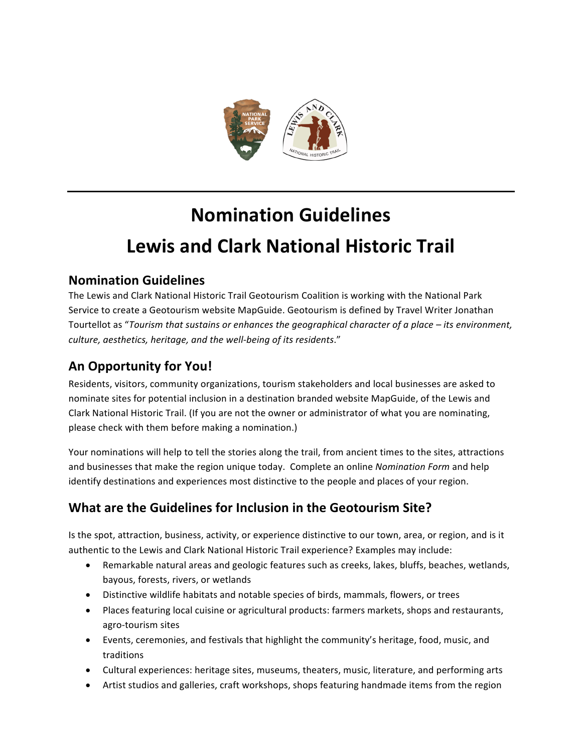# Nomination Guidelines

# Lewis and Clark National Historic Trail

## Nomination Guidelines

The Lewis and Clark National Historic Trail Geotourism Coalition is working with the National Park Service to create a Geotourism website MapGuide. Geotourism is defined by Travel Writer Jonathan Tourtellot as "*Tourism that sustains or enhances the geographical character of a place – its environment, culture, aesthetics, heritage, and the well-being of its residents*."

## An Opportunity for You!

Residents, visitors, community organizations, tourism stakeholders and local businesses are asked to nominate sites for potential inclusion in a destination branded website MapGuide, of the Lewis and Clark National Historic Trail. (If you are not the owner or administrator of what you are nominating, please check with them before making a nomination.)

Your nominations will help to tell the stories along the trail, from ancient times to the sites, attractions and businesses that make the region unique today. Complete an online *Nomination Form* and help identify destinations and experiences most distinctive to the people and places of your region.

## What are the Guidelines for Inclusion in the Geotourism Site?

Is the spot, attraction, business, activity, or experience distinctive to our town, area, or region, and is it authentic to the Lewis and Clark National Historic Trail experience? Examples may include:

- Remarkable natural areas and geologic features such as creeks, lakes, bluffs, beaches, wetlands, bayous, forests, rivers, or wetlands
- Distinctive wildlife habitats and notable species of birds, mammals, flowers, or trees
- Places featuring local cuisine or agricultural products: farmers markets, shops and restaurants, agro-tourism sites
- Events, ceremonies, and festivals that highlight the community's heritage, food, music, and traditions
- Cultural experiences: heritage sites, museums, theaters, music, literature, and performing arts
- Artist studios and galleries, craft workshops, shops featuring handmade items from the region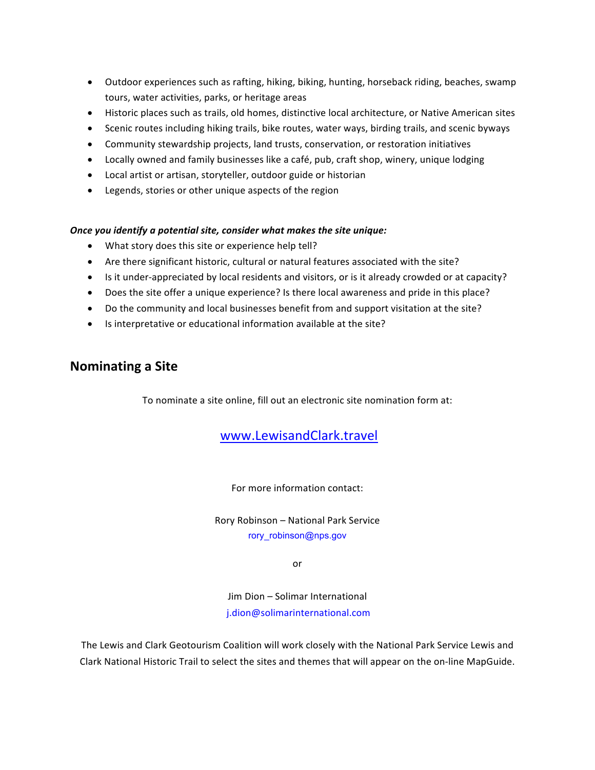- Outdoor experiences such as rafting, hiking, biking, hunting, horseback riding, beaches, swamp tours, water activities, parks, or heritage areas
- Historic places such as trails, old homes, distinctive local architecture, or Native American sites
- Scenic routes including hiking trails, bike routes, water ways, birding trails, and scenic byways
- Community stewardship projects, land trusts, conservation, or restoration initiatives
- Locally owned and family businesses like a café, pub, craft shop, winery, unique lodging
- Local artist or artisan, storyteller, outdoor guide or historian
- Legends, stories or other unique aspects of the region

***Once you identify a potential site, consider what makes the site unique:***

- What story does this site or experience help tell?
- Are there significant historic, cultural or natural features associated with the site?
- Is it under-appreciated by local residents and visitors, or is it already crowded or at capacity?
- Does the site offer a unique experience? Is there local awareness and pride in this place?
- Do the community and local businesses benefit from and support visitation at the site?
- Is interpretative or educational information available at the site?

## Nominating a Site

To nominate a site online, fill out an electronic site nomination form at:

[www.LewisandClark.travel](http://www.LewisandClark.travel)

For more information contact:

Rory Robinson – National Park Service
rory_robinson@nps.gov

or

Jim Dion – Solimar International
j.dion@solimarinternational.com

The Lewis and Clark Geotourism Coalition will work closely with the National Park Service Lewis and Clark National Historic Trail to select the sites and themes that will appear on the on-line MapGuide.